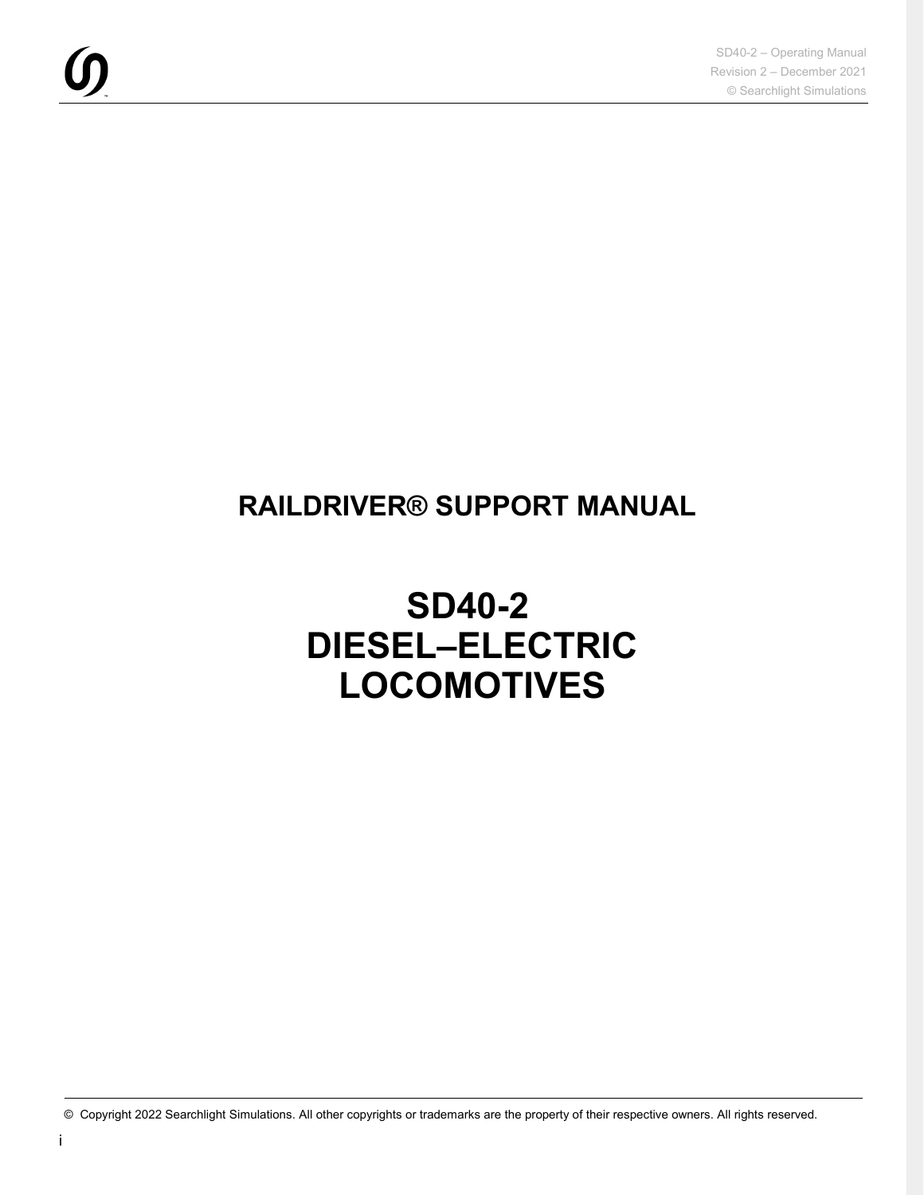# RAILDRIVER® SUPPORT MANUAL

# SD40-2 DIESEL–ELECTRIC LOCOMOTIVES

© Copyright 2022 Searchlight Simulations. All other copyrights or trademarks are the property of their respective owners. All rights reserved.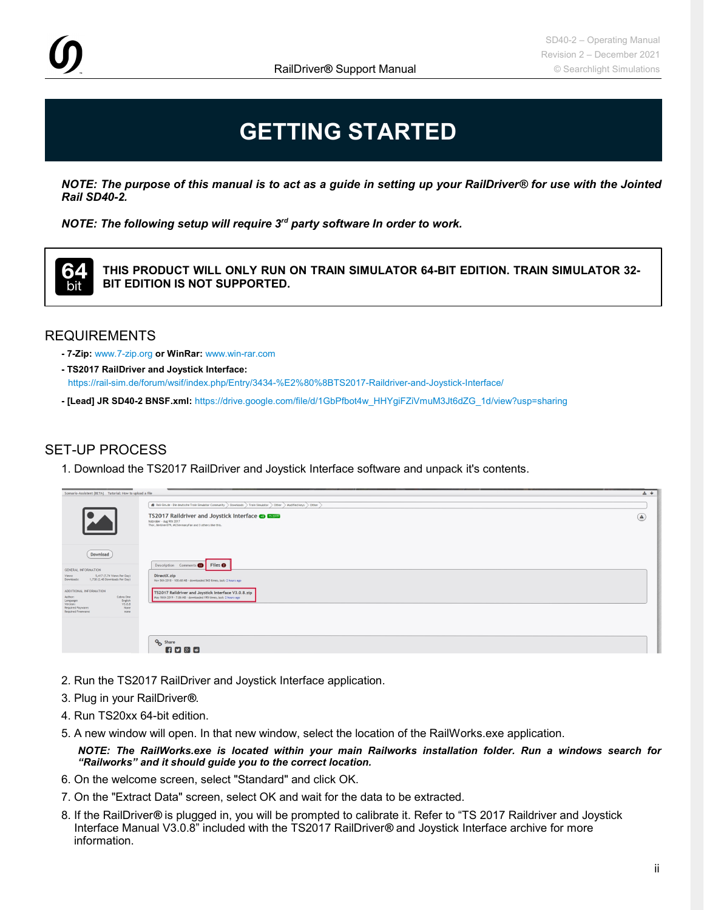# GETTING STARTED

***NOTE: The purpose of this manual is to act as a guide in setting up your RailDriver® for use with the Jointed Rail SD40-2.***

***NOTE: The following setup will require 3rd party software In order to work.***

**THIS PRODUCT WILL ONLY RUN ON TRAIN SIMULATOR 64-BIT EDITION. TRAIN SIMULATOR 32-BIT EDITION IS NOT SUPPORTED.**

## REQUIREMENTS

- **7-Zip:** www.7-zip.org **or WinRar:** www.win-rar.com
- **TS2017 RailDriver and Joystick Interface:** https://rail-sim.de/forum/wsif/index.php/Entry/3434-%E2%80%8BTS2017-Raildriver-and-Joystick-Interface/
- **[Lead] JR SD40-2 BNSF.xml:** https://drive.google.com/file/d/1GbPfbot4w_HHYgiFZiVmuM3Jt6dZG_1d/view?usp=sharing

## SET-UP PROCESS

1. Download the TS2017 RailDriver and Joystick Interface software and unpack it's contents.
2. Run the TS2017 RailDriver and Joystick Interface application.
3. Plug in your RailDriver®.
4. Run TS20xx 64-bit edition.
5. A new window will open. In that new window, select the location of the RailWorks.exe application.

   ***NOTE: The RailWorks.exe is located within your main Railworks installation folder. Run a windows search for "Railworks" and it should guide you to the correct location.***

6. On the welcome screen, select "Standard" and click OK.
7. On the "Extract Data" screen, select OK and wait for the data to be extracted.
8. If the RailDriver® is plugged in, you will be prompted to calibrate it. Refer to "TS 2017 Raildriver and Joystick Interface Manual V3.0.8" included with the TS2017 RailDriver® and Joystick Interface archive for more information.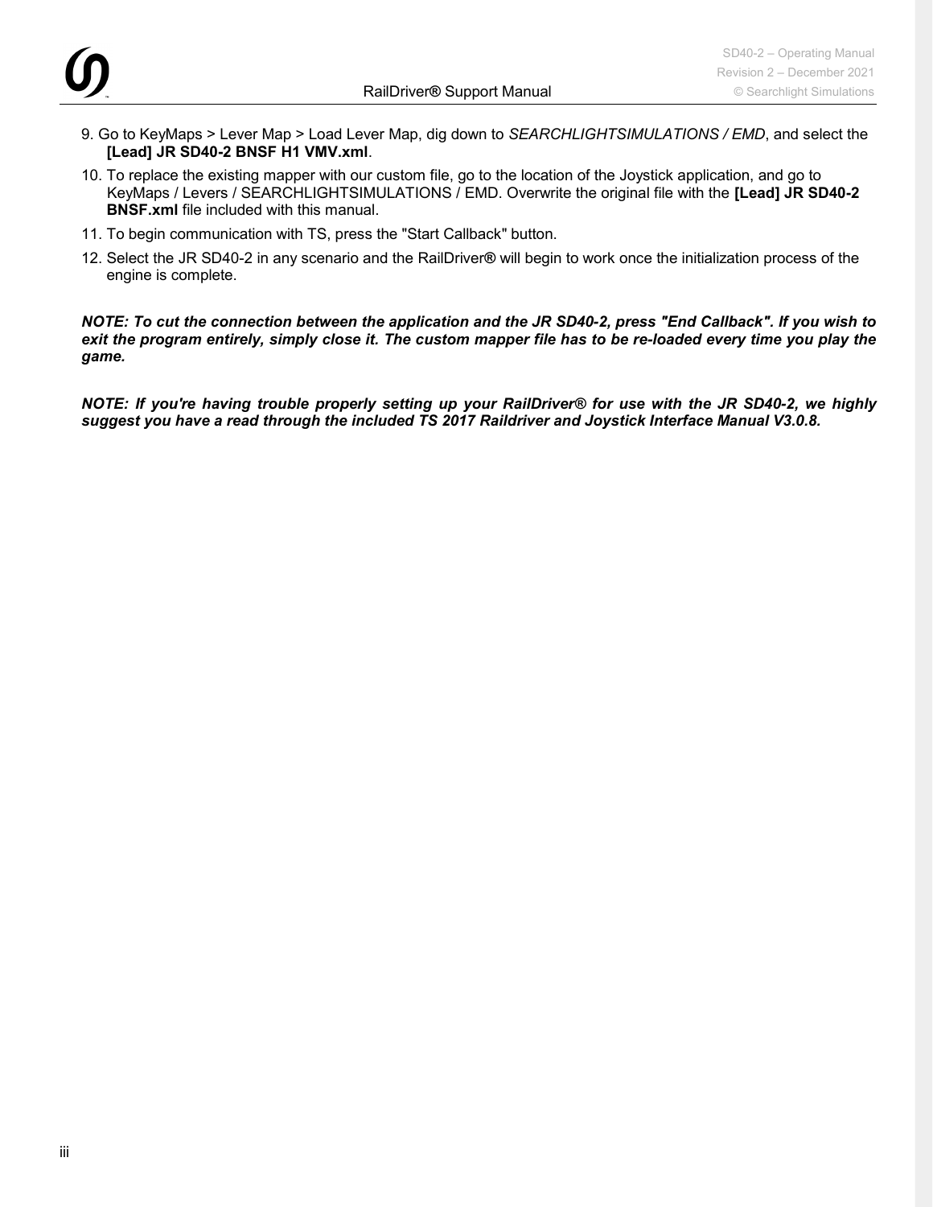9. Go to KeyMaps > Lever Map > Load Lever Map, dig down to *SEARCHLIGHTSIMULATIONS / EMD*, and select the **[Lead] JR SD40-2 BNSF H1 VMV.xml**.
10. To replace the existing mapper with our custom file, go to the location of the Joystick application, and go to KeyMaps / Levers / SEARCHLIGHTSIMULATIONS / EMD. Overwrite the original file with the **[Lead] JR SD40-2 BNSF.xml** file included with this manual.
11. To begin communication with TS, press the "Start Callback" button.
12. Select the JR SD40-2 in any scenario and the RailDriver® will begin to work once the initialization process of the engine is complete.

***NOTE: To cut the connection between the application and the JR SD40-2, press "End Callback". If you wish to exit the program entirely, simply close it. The custom mapper file has to be re-loaded every time you play the game.***

***NOTE: If you're having trouble properly setting up your RailDriver® for use with the JR SD40-2, we highly suggest you have a read through the included TS 2017 Raildriver and Joystick Interface Manual V3.0.8.***